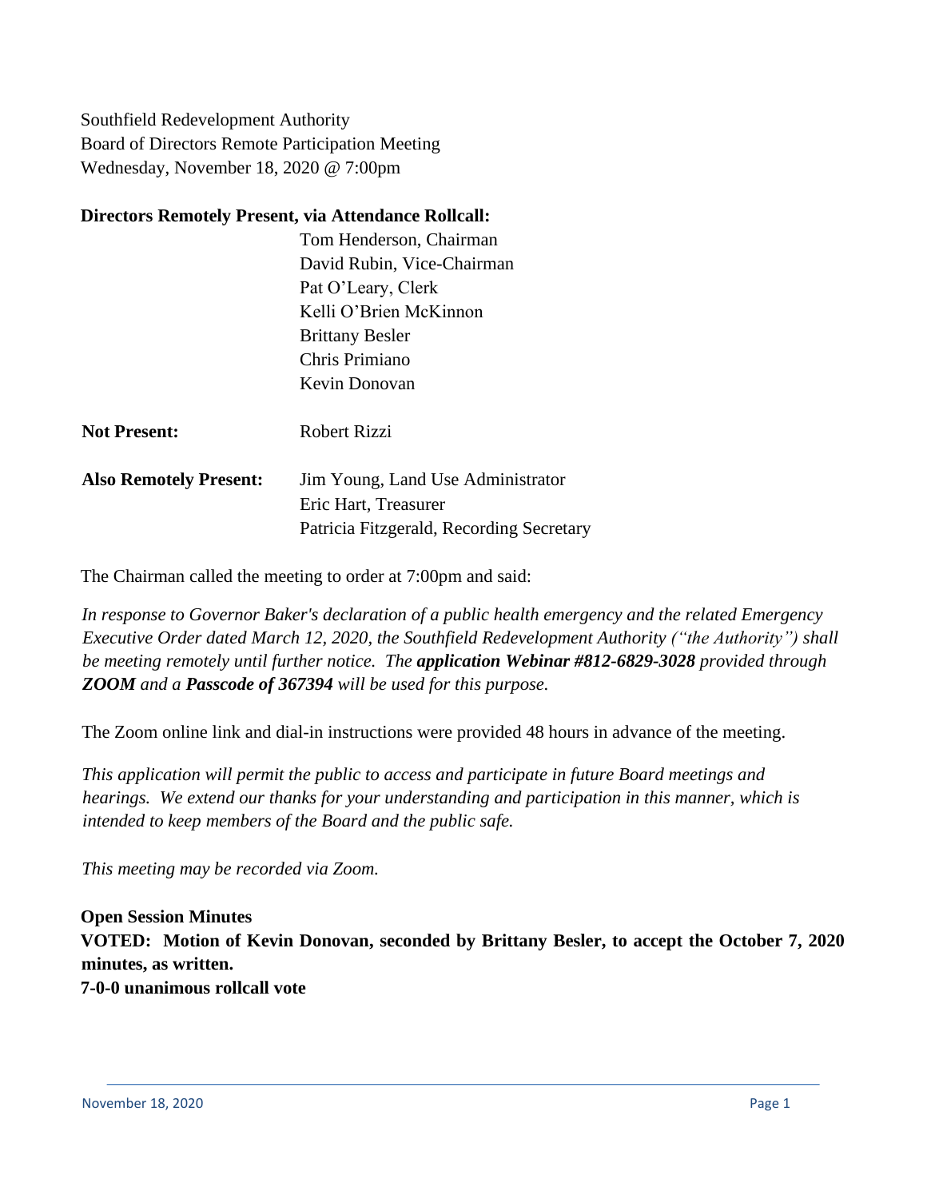Southfield Redevelopment Authority
Board of Directors Remote Participation Meeting
Wednesday, November 18, 2020 @ 7:00pm

**Directors Remotely Present, via Attendance Rollcall:**

Tom Henderson, Chairman
David Rubin, Vice-Chairman
Pat O'Leary, Clerk
Kelli O'Brien McKinnon
Brittany Besler
Chris Primiano
Kevin Donovan

**Not Present:** Robert Rizzi

**Also Remotely Present:** Jim Young, Land Use Administrator
Eric Hart, Treasurer
Patricia Fitzgerald, Recording Secretary

The Chairman called the meeting to order at 7:00pm and said:

*In response to Governor Baker's declaration of a public health emergency and the related Emergency Executive Order dated March 12, 2020, the Southfield Redevelopment Authority ("the Authority") shall be meeting remotely until further notice. The* ***application Webinar #812-6829-3028*** *provided through* ***ZOOM*** *and a* ***Passcode of 367394*** *will be used for this purpose.*

The Zoom online link and dial-in instructions were provided 48 hours in advance of the meeting.

*This application will permit the public to access and participate in future Board meetings and hearings. We extend our thanks for your understanding and participation in this manner, which is intended to keep members of the Board and the public safe.*

*This meeting may be recorded via Zoom.*

**Open Session Minutes**
**VOTED: Motion of Kevin Donovan, seconded by Brittany Besler, to accept the October 7, 2020 minutes, as written.**
**7-0-0 unanimous rollcall vote**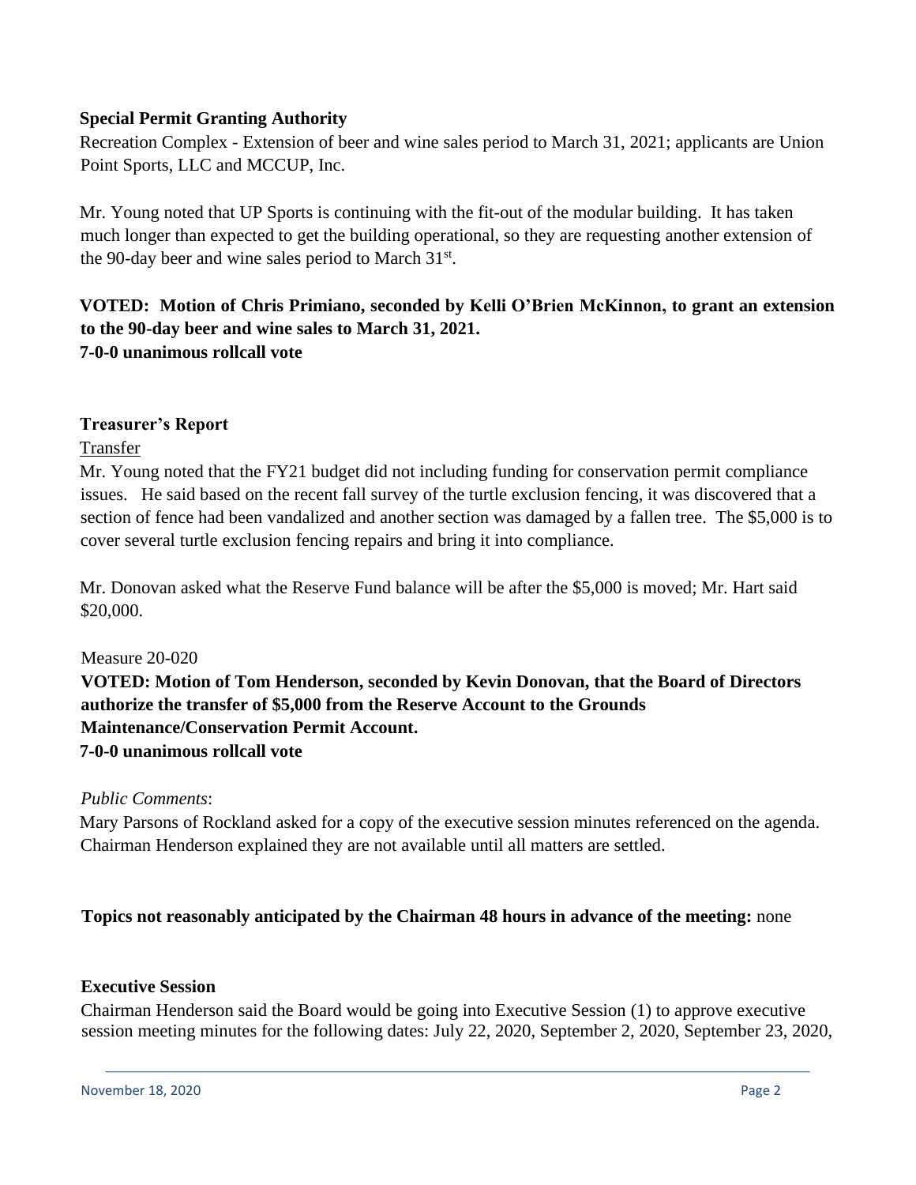**Special Permit Granting Authority**

Recreation Complex - Extension of beer and wine sales period to March 31, 2021; applicants are Union Point Sports, LLC and MCCUP, Inc.

Mr. Young noted that UP Sports is continuing with the fit-out of the modular building. It has taken much longer than expected to get the building operational, so they are requesting another extension of the 90-day beer and wine sales period to March 31st.

**VOTED: Motion of Chris Primiano, seconded by Kelli O'Brien McKinnon, to grant an extension to the 90-day beer and wine sales to March 31, 2021.**
**7-0-0 unanimous rollcall vote**

**Treasurer's Report**

Transfer

Mr. Young noted that the FY21 budget did not including funding for conservation permit compliance issues. He said based on the recent fall survey of the turtle exclusion fencing, it was discovered that a section of fence had been vandalized and another section was damaged by a fallen tree. The $5,000 is to cover several turtle exclusion fencing repairs and bring it into compliance.

Mr. Donovan asked what the Reserve Fund balance will be after the $5,000 is moved; Mr. Hart said $20,000.

Measure 20-020

**VOTED: Motion of Tom Henderson, seconded by Kevin Donovan, that the Board of Directors authorize the transfer of $5,000 from the Reserve Account to the Grounds Maintenance/Conservation Permit Account.**
**7-0-0 unanimous rollcall vote**

*Public Comments*:

Mary Parsons of Rockland asked for a copy of the executive session minutes referenced on the agenda. Chairman Henderson explained they are not available until all matters are settled.

**Topics not reasonably anticipated by the Chairman 48 hours in advance of the meeting:** none

**Executive Session**

Chairman Henderson said the Board would be going into Executive Session (1) to approve executive session meeting minutes for the following dates: July 22, 2020, September 2, 2020, September 23, 2020,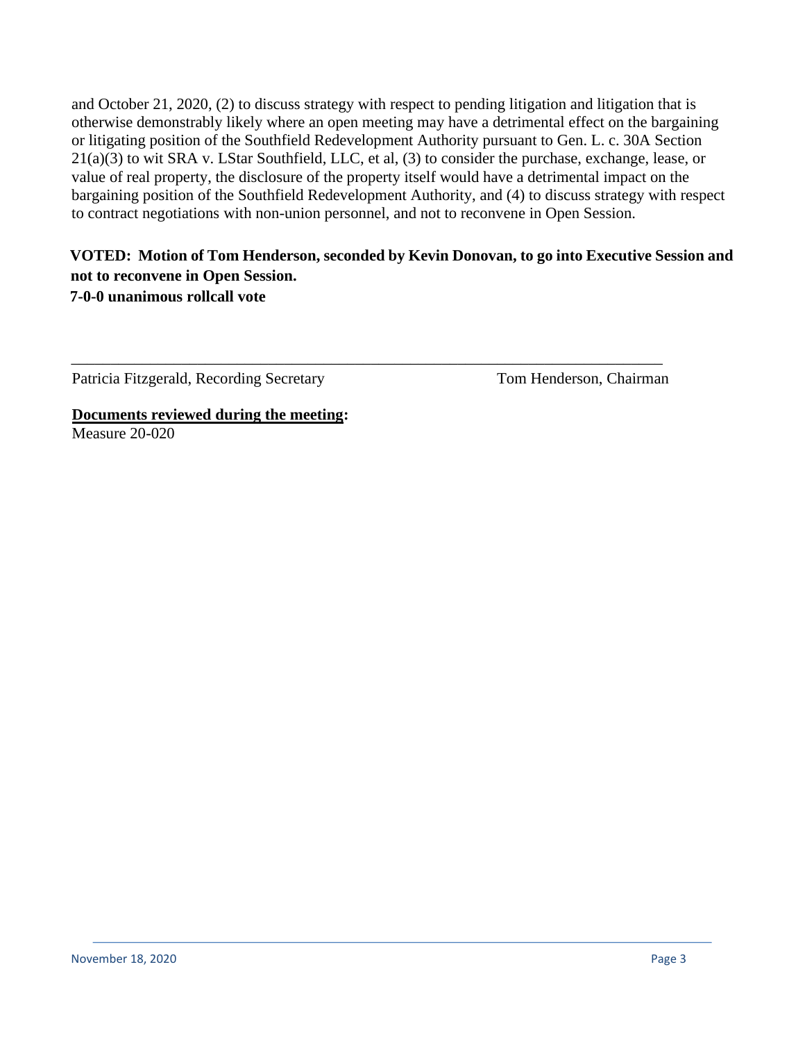and October 21, 2020, (2) to discuss strategy with respect to pending litigation and litigation that is otherwise demonstrably likely where an open meeting may have a detrimental effect on the bargaining or litigating position of the Southfield Redevelopment Authority pursuant to Gen. L. c. 30A Section 21(a)(3) to wit SRA v. LStar Southfield, LLC, et al, (3) to consider the purchase, exchange, lease, or value of real property, the disclosure of the property itself would have a detrimental impact on the bargaining position of the Southfield Redevelopment Authority, and (4) to discuss strategy with respect to contract negotiations with non-union personnel, and not to reconvene in Open Session.

**VOTED: Motion of Tom Henderson, seconded by Kevin Donovan, to go into Executive Session and not to reconvene in Open Session.**
**7-0-0 unanimous rollcall vote**

\_\_\_\_\_\_\_\_\_\_\_\_\_\_\_\_\_\_\_\_\_\_\_\_\_\_\_\_\_\_\_\_\_\_\_\_\_\_\_\_\_\_\_\_\_\_\_\_\_\_\_\_\_\_\_\_\_\_\_\_\_\_\_\_\_\_\_\_\_\_\_\_\_\_

Patricia Fitzgerald, Recording Secretary                    Tom Henderson, Chairman

**<u>Documents reviewed during the meeting</u>:**

Measure 20-020